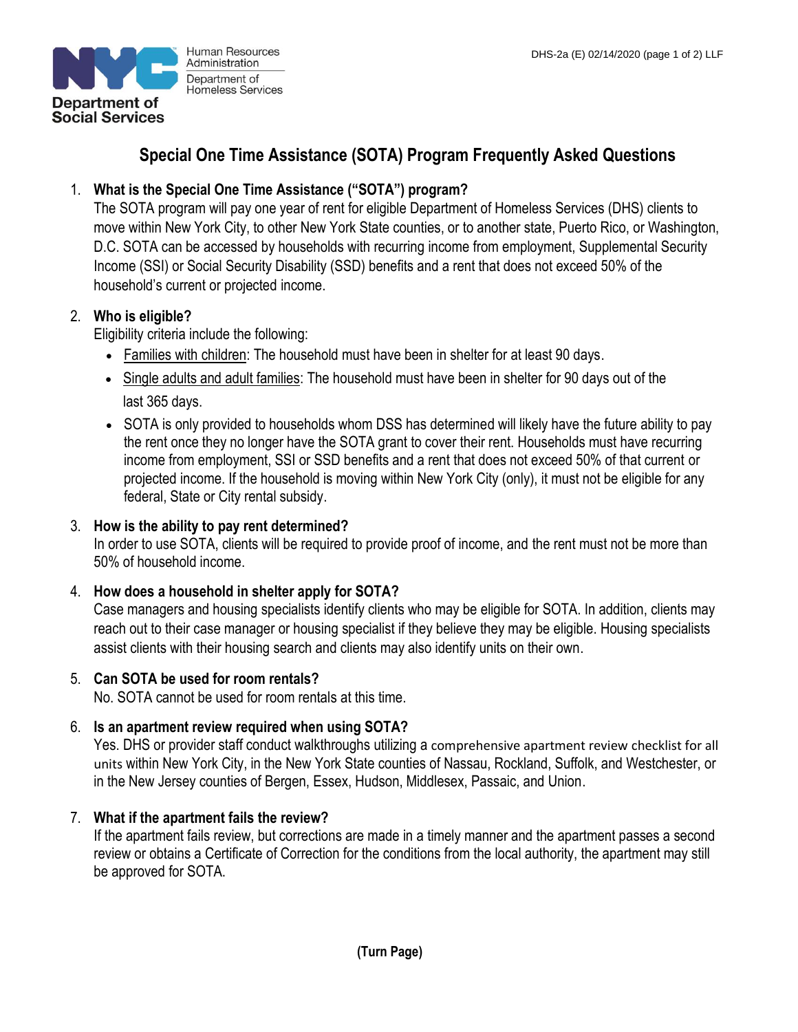Human Resources Administration
Department of Homeless Services
Department of Social Services

DHS-2a (E) 02/14/2020 (page 1 of 2) LLF

# Special One Time Assistance (SOTA) Program Frequently Asked Questions

1. **What is the Special One Time Assistance ("SOTA") program?**
   The SOTA program will pay one year of rent for eligible Department of Homeless Services (DHS) clients to move within New York City, to other New York State counties, or to another state, Puerto Rico, or Washington, D.C. SOTA can be accessed by households with recurring income from employment, Supplemental Security Income (SSI) or Social Security Disability (SSD) benefits and a rent that does not exceed 50% of the household's current or projected income.

2. **Who is eligible?**
   Eligibility criteria include the following:
   - Families with children: The household must have been in shelter for at least 90 days.
   - Single adults and adult families: The household must have been in shelter for 90 days out of the last 365 days.
   - SOTA is only provided to households whom DSS has determined will likely have the future ability to pay the rent once they no longer have the SOTA grant to cover their rent. Households must have recurring income from employment, SSI or SSD benefits and a rent that does not exceed 50% of that current or projected income. If the household is moving within New York City (only), it must not be eligible for any federal, State or City rental subsidy.

3. **How is the ability to pay rent determined?**
   In order to use SOTA, clients will be required to provide proof of income, and the rent must not be more than 50% of household income.

4. **How does a household in shelter apply for SOTA?**
   Case managers and housing specialists identify clients who may be eligible for SOTA. In addition, clients may reach out to their case manager or housing specialist if they believe they may be eligible. Housing specialists assist clients with their housing search and clients may also identify units on their own.

5. **Can SOTA be used for room rentals?**
   No. SOTA cannot be used for room rentals at this time.

6. **Is an apartment review required when using SOTA?**
   Yes. DHS or provider staff conduct walkthroughs utilizing a comprehensive apartment review checklist for all units within New York City, in the New York State counties of Nassau, Rockland, Suffolk, and Westchester, or in the New Jersey counties of Bergen, Essex, Hudson, Middlesex, Passaic, and Union.

7. **What if the apartment fails the review?**
   If the apartment fails review, but corrections are made in a timely manner and the apartment passes a second review or obtains a Certificate of Correction for the conditions from the local authority, the apartment may still be approved for SOTA.

**(Turn Page)**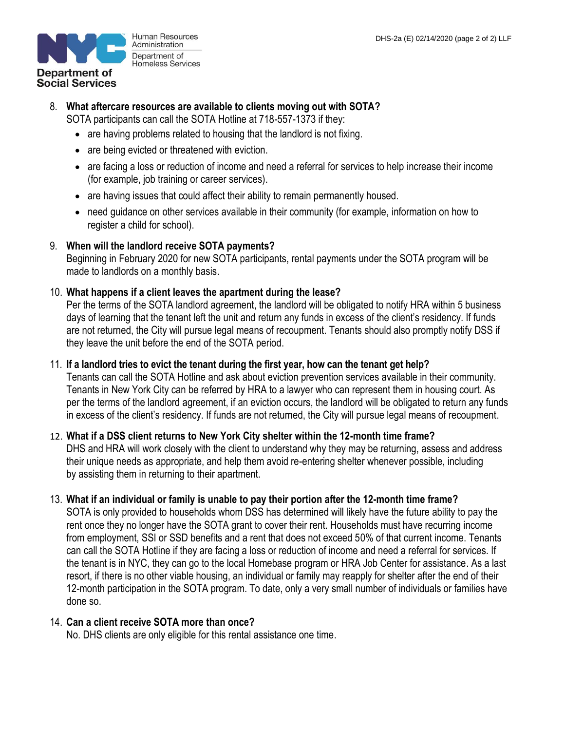8. **What aftercare resources are available to clients moving out with SOTA?**
   SOTA participants can call the SOTA Hotline at 718-557-1373 if they:
   - are having problems related to housing that the landlord is not fixing.
   - are being evicted or threatened with eviction.
   - are facing a loss or reduction of income and need a referral for services to help increase their income (for example, job training or career services).
   - are having issues that could affect their ability to remain permanently housed.
   - need guidance on other services available in their community (for example, information on how to register a child for school).

9. **When will the landlord receive SOTA payments?**
   Beginning in February 2020 for new SOTA participants, rental payments under the SOTA program will be made to landlords on a monthly basis.

10. **What happens if a client leaves the apartment during the lease?**
    Per the terms of the SOTA landlord agreement, the landlord will be obligated to notify HRA within 5 business days of learning that the tenant left the unit and return any funds in excess of the client's residency. If funds are not returned, the City will pursue legal means of recoupment. Tenants should also promptly notify DSS if they leave the unit before the end of the SOTA period.

11. **If a landlord tries to evict the tenant during the first year, how can the tenant get help?**
    Tenants can call the SOTA Hotline and ask about eviction prevention services available in their community. Tenants in New York City can be referred by HRA to a lawyer who can represent them in housing court. As per the terms of the landlord agreement, if an eviction occurs, the landlord will be obligated to return any funds in excess of the client's residency. If funds are not returned, the City will pursue legal means of recoupment.

12. **What if a DSS client returns to New York City shelter within the 12-month time frame?**
    DHS and HRA will work closely with the client to understand why they may be returning, assess and address their unique needs as appropriate, and help them avoid re-entering shelter whenever possible, including by assisting them in returning to their apartment.

13. **What if an individual or family is unable to pay their portion after the 12-month time frame?**
    SOTA is only provided to households whom DSS has determined will likely have the future ability to pay the rent once they no longer have the SOTA grant to cover their rent. Households must have recurring income from employment, SSI or SSD benefits and a rent that does not exceed 50% of that current income. Tenants can call the SOTA Hotline if they are facing a loss or reduction of income and need a referral for services. If the tenant is in NYC, they can go to the local Homebase program or HRA Job Center for assistance. As a last resort, if there is no other viable housing, an individual or family may reapply for shelter after the end of their 12-month participation in the SOTA program. To date, only a very small number of individuals or families have done so.

14. **Can a client receive SOTA more than once?**
    No. DHS clients are only eligible for this rental assistance one time.